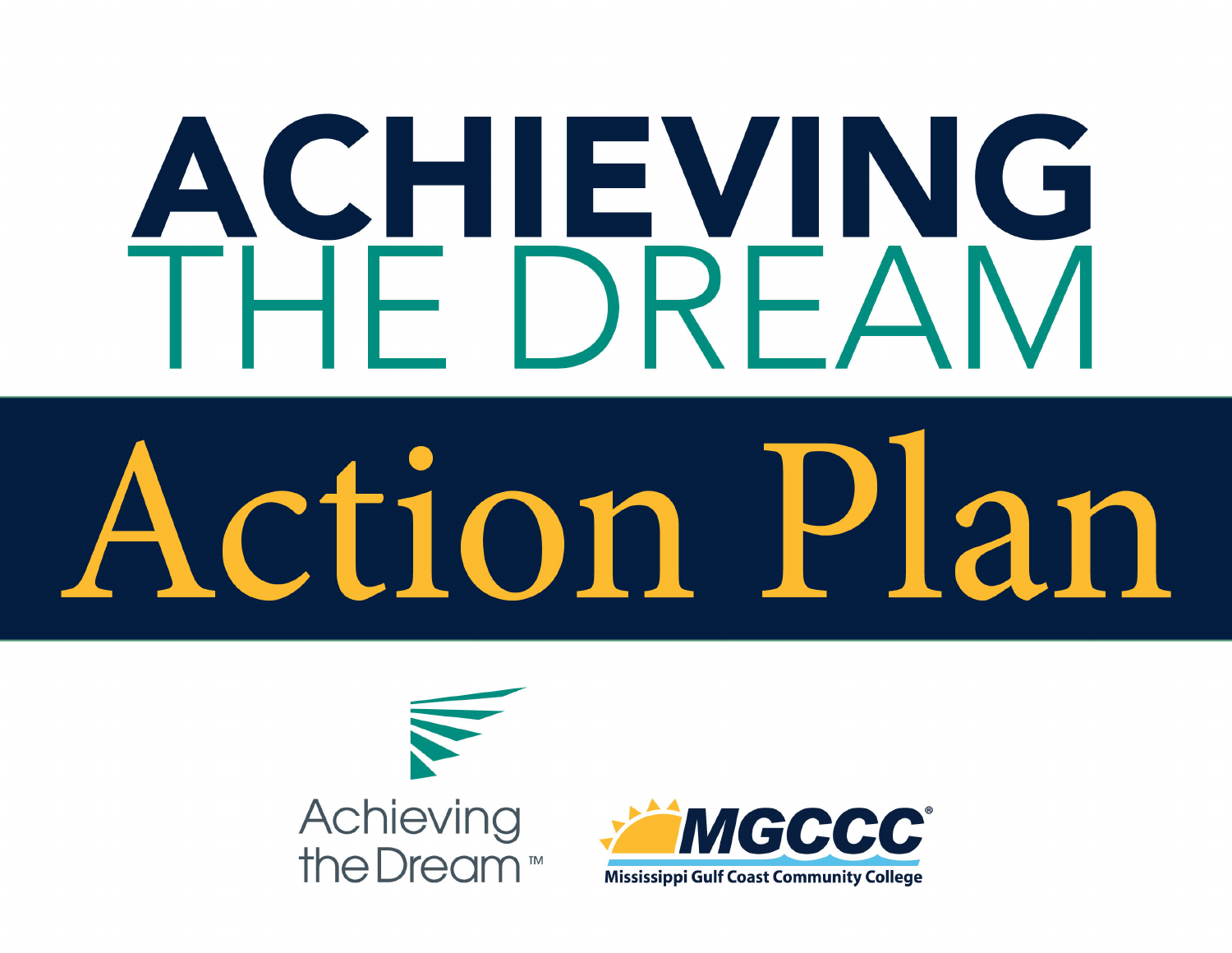# ACHIEVING THE DREAM

# Action Plan

Achieving the Dream™

MGCCC®
Mississippi Gulf Coast Community College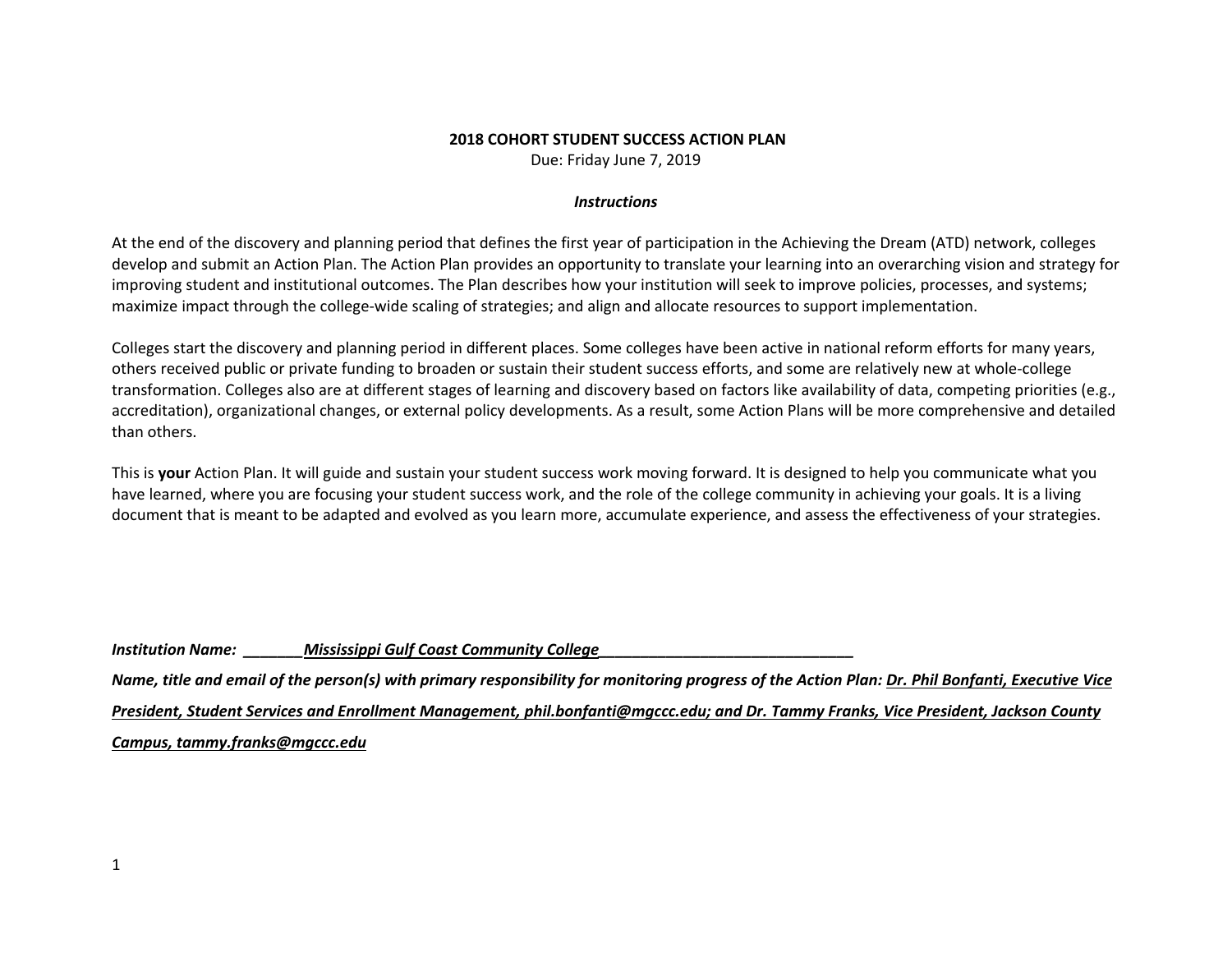**2018 COHORT STUDENT SUCCESS ACTION PLAN**

Due: Friday June 7, 2019

***Instructions***

At the end of the discovery and planning period that defines the first year of participation in the Achieving the Dream (ATD) network, colleges develop and submit an Action Plan. The Action Plan provides an opportunity to translate your learning into an overarching vision and strategy for improving student and institutional outcomes. The Plan describes how your institution will seek to improve policies, processes, and systems; maximize impact through the college-wide scaling of strategies; and align and allocate resources to support implementation.

Colleges start the discovery and planning period in different places. Some colleges have been active in national reform efforts for many years, others received public or private funding to broaden or sustain their student success efforts, and some are relatively new at whole-college transformation. Colleges also are at different stages of learning and discovery based on factors like availability of data, competing priorities (e.g., accreditation), organizational changes, or external policy developments. As a result, some Action Plans will be more comprehensive and detailed than others.

This is **your** Action Plan. It will guide and sustain your student success work moving forward. It is designed to help you communicate what you have learned, where you are focusing your student success work, and the role of the college community in achieving your goals. It is a living document that is meant to be adapted and evolved as you learn more, accumulate experience, and assess the effectiveness of your strategies.

***Institution Name:*** ***Mississippi Gulf Coast Community College***

***Name, title and email of the person(s) with primary responsibility for monitoring progress of the Action Plan:*** ***Dr. Phil Bonfanti, Executive Vice President, Student Services and Enrollment Management, phil.bonfanti@mgccc.edu; and Dr. Tammy Franks, Vice President, Jackson County Campus, tammy.franks@mgccc.edu***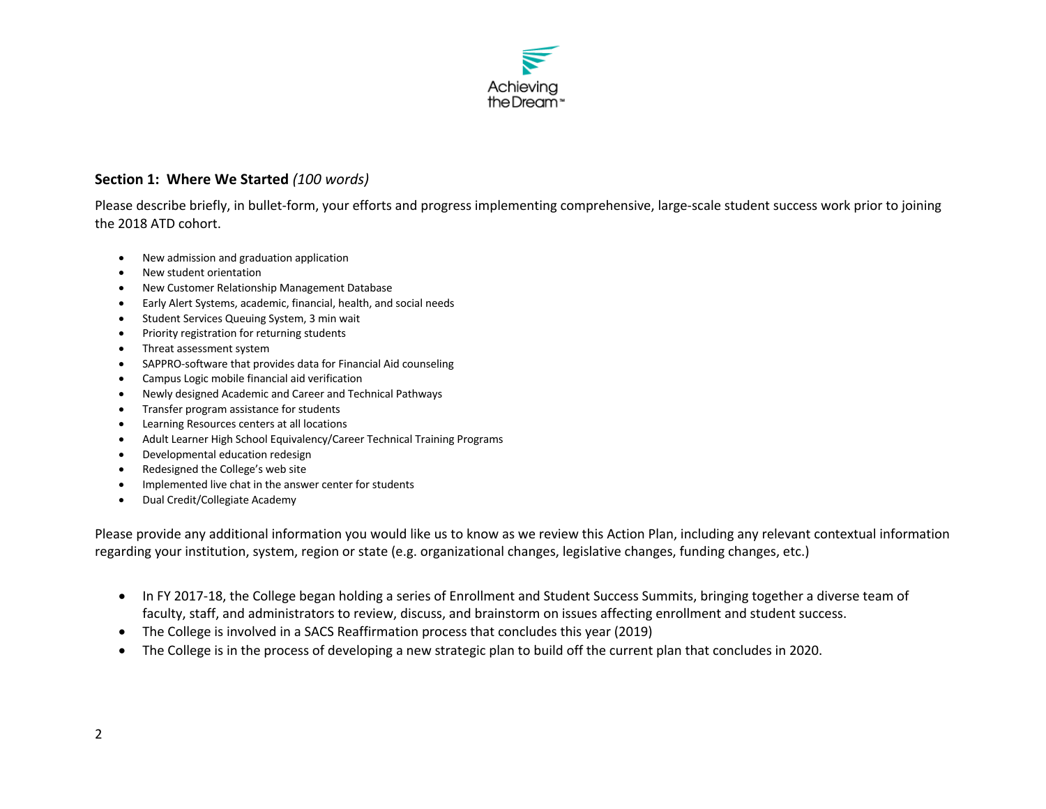### Section 1: Where We Started *(100 words)*

Please describe briefly, in bullet-form, your efforts and progress implementing comprehensive, large-scale student success work prior to joining the 2018 ATD cohort.

- New admission and graduation application
- New student orientation
- New Customer Relationship Management Database
- Early Alert Systems, academic, financial, health, and social needs
- Student Services Queuing System, 3 min wait
- Priority registration for returning students
- Threat assessment system
- SAPPRO-software that provides data for Financial Aid counseling
- Campus Logic mobile financial aid verification
- Newly designed Academic and Career and Technical Pathways
- Transfer program assistance for students
- Learning Resources centers at all locations
- Adult Learner High School Equivalency/Career Technical Training Programs
- Developmental education redesign
- Redesigned the College's web site
- Implemented live chat in the answer center for students
- Dual Credit/Collegiate Academy

Please provide any additional information you would like us to know as we review this Action Plan, including any relevant contextual information regarding your institution, system, region or state (e.g. organizational changes, legislative changes, funding changes, etc.)

- In FY 2017-18, the College began holding a series of Enrollment and Student Success Summits, bringing together a diverse team of faculty, staff, and administrators to review, discuss, and brainstorm on issues affecting enrollment and student success.
- The College is involved in a SACS Reaffirmation process that concludes this year (2019)
- The College is in the process of developing a new strategic plan to build off the current plan that concludes in 2020.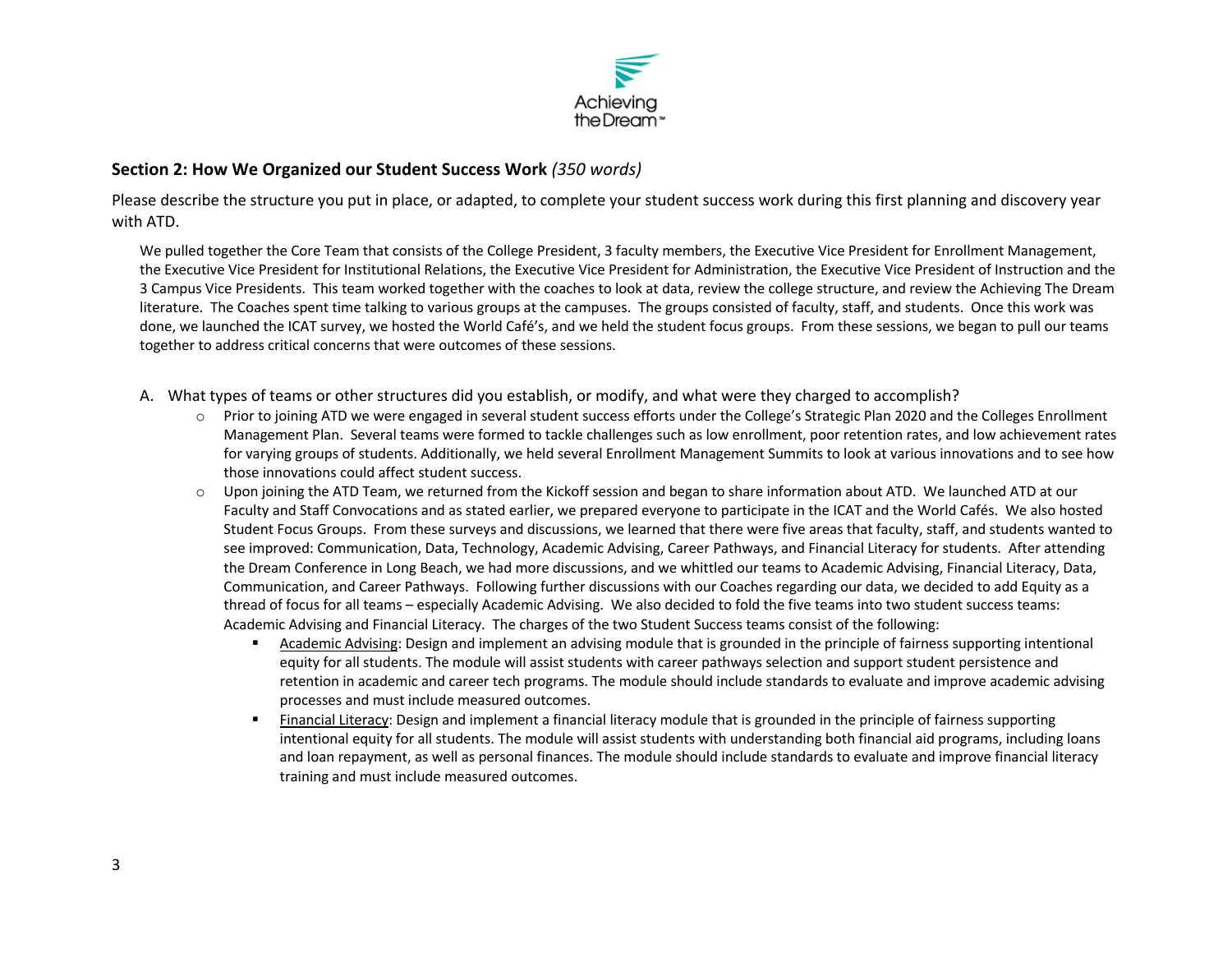**Section 2: How We Organized our Student Success Work** *(350 words)*

Please describe the structure you put in place, or adapted, to complete your student success work during this first planning and discovery year with ATD.

We pulled together the Core Team that consists of the College President, 3 faculty members, the Executive Vice President for Enrollment Management, the Executive Vice President for Institutional Relations, the Executive Vice President for Administration, the Executive Vice President of Instruction and the 3 Campus Vice Presidents. This team worked together with the coaches to look at data, review the college structure, and review the Achieving The Dream literature. The Coaches spent time talking to various groups at the campuses. The groups consisted of faculty, staff, and students. Once this work was done, we launched the ICAT survey, we hosted the World Café's, and we held the student focus groups. From these sessions, we began to pull our teams together to address critical concerns that were outcomes of these sessions.

A. What types of teams or other structures did you establish, or modify, and what were they charged to accomplish?
   - Prior to joining ATD we were engaged in several student success efforts under the College's Strategic Plan 2020 and the Colleges Enrollment Management Plan. Several teams were formed to tackle challenges such as low enrollment, poor retention rates, and low achievement rates for varying groups of students. Additionally, we held several Enrollment Management Summits to look at various innovations and to see how those innovations could affect student success.
   - Upon joining the ATD Team, we returned from the Kickoff session and began to share information about ATD. We launched ATD at our Faculty and Staff Convocations and as stated earlier, we prepared everyone to participate in the ICAT and the World Cafés. We also hosted Student Focus Groups. From these surveys and discussions, we learned that there were five areas that faculty, staff, and students wanted to see improved: Communication, Data, Technology, Academic Advising, Career Pathways, and Financial Literacy for students. After attending the Dream Conference in Long Beach, we had more discussions, and we whittled our teams to Academic Advising, Financial Literacy, Data, Communication, and Career Pathways. Following further discussions with our Coaches regarding our data, we decided to add Equity as a thread of focus for all teams – especially Academic Advising. We also decided to fold the five teams into two student success teams: Academic Advising and Financial Literacy. The charges of the two Student Success teams consist of the following:
     - <u>Academic Advising</u>: Design and implement an advising module that is grounded in the principle of fairness supporting intentional equity for all students. The module will assist students with career pathways selection and support student persistence and retention in academic and career tech programs. The module should include standards to evaluate and improve academic advising processes and must include measured outcomes.
     - <u>Financial Literacy</u>: Design and implement a financial literacy module that is grounded in the principle of fairness supporting intentional equity for all students. The module will assist students with understanding both financial aid programs, including loans and loan repayment, as well as personal finances. The module should include standards to evaluate and improve financial literacy training and must include measured outcomes.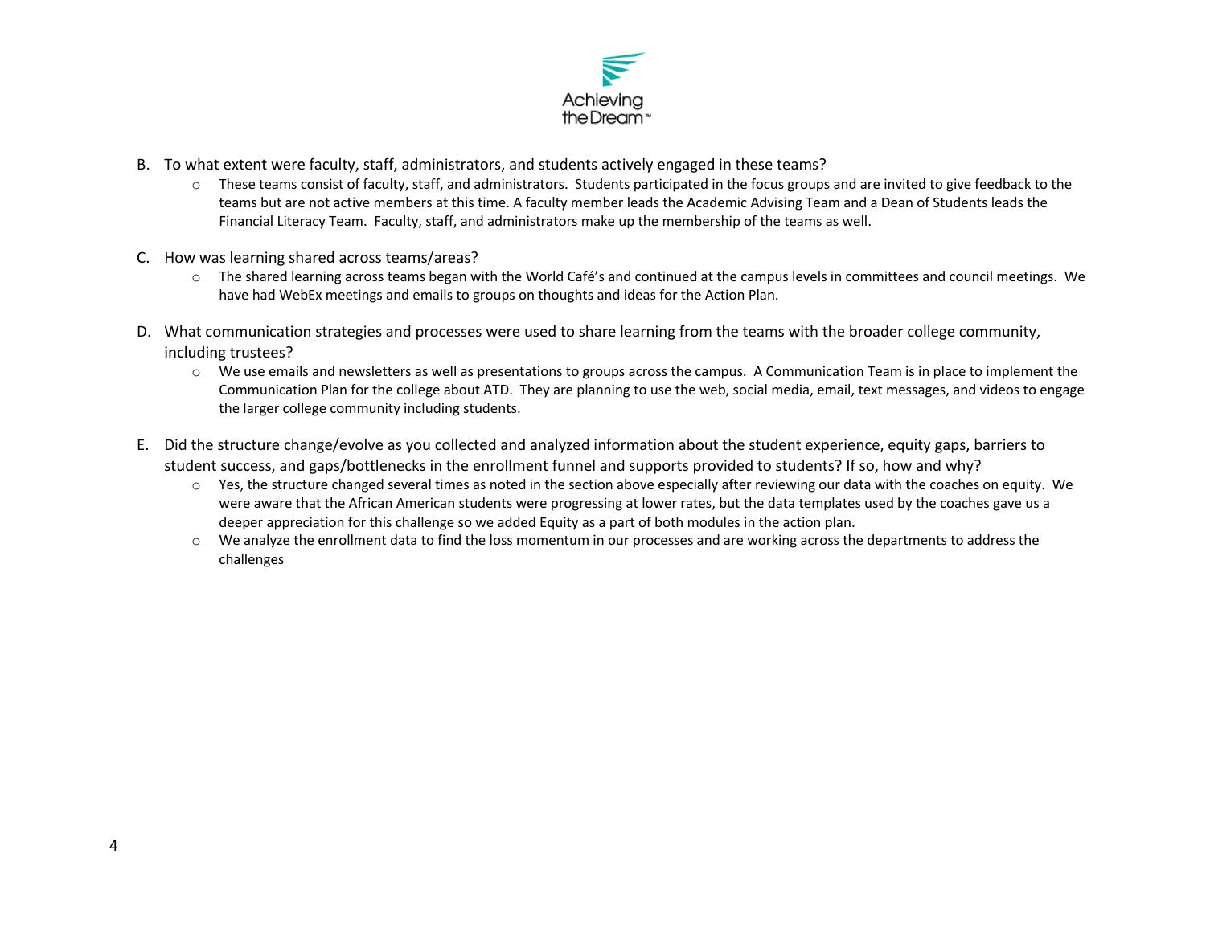B. To what extent were faculty, staff, administrators, and students actively engaged in these teams?
   - These teams consist of faculty, staff, and administrators. Students participated in the focus groups and are invited to give feedback to the teams but are not active members at this time. A faculty member leads the Academic Advising Team and a Dean of Students leads the Financial Literacy Team. Faculty, staff, and administrators make up the membership of the teams as well.

C. How was learning shared across teams/areas?
   - The shared learning across teams began with the World Café's and continued at the campus levels in committees and council meetings. We have had WebEx meetings and emails to groups on thoughts and ideas for the Action Plan.

D. What communication strategies and processes were used to share learning from the teams with the broader college community, including trustees?
   - We use emails and newsletters as well as presentations to groups across the campus. A Communication Team is in place to implement the Communication Plan for the college about ATD. They are planning to use the web, social media, email, text messages, and videos to engage the larger college community including students.

E. Did the structure change/evolve as you collected and analyzed information about the student experience, equity gaps, barriers to student success, and gaps/bottlenecks in the enrollment funnel and supports provided to students? If so, how and why?
   - Yes, the structure changed several times as noted in the section above especially after reviewing our data with the coaches on equity. We were aware that the African American students were progressing at lower rates, but the data templates used by the coaches gave us a deeper appreciation for this challenge so we added Equity as a part of both modules in the action plan.
   - We analyze the enrollment data to find the loss momentum in our processes and are working across the departments to address the challenges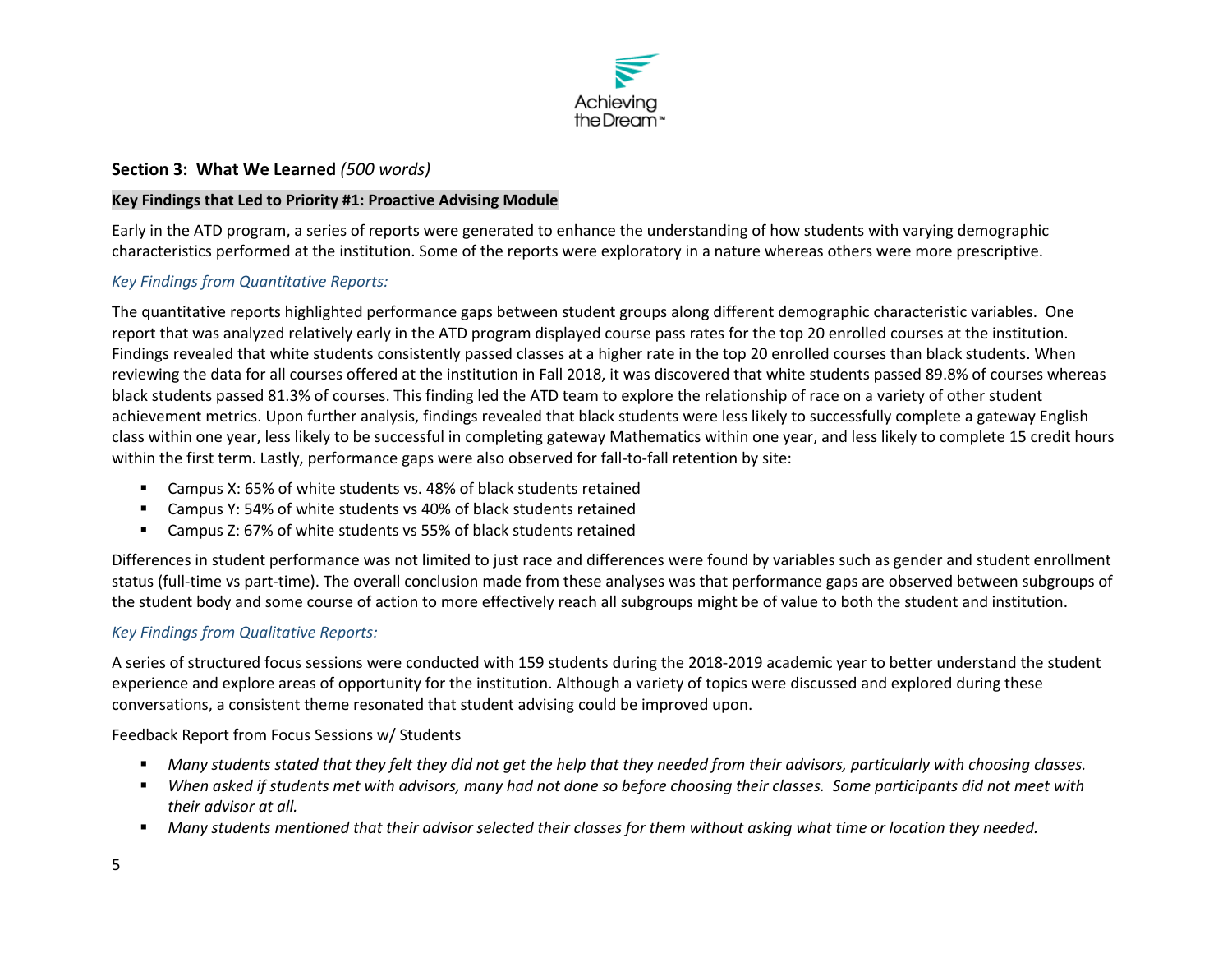## Section 3: What We Learned *(500 words)*

**Key Findings that Led to Priority #1: Proactive Advising Module**

Early in the ATD program, a series of reports were generated to enhance the understanding of how students with varying demographic characteristics performed at the institution. Some of the reports were exploratory in a nature whereas others were more prescriptive.

*Key Findings from Quantitative Reports:*

The quantitative reports highlighted performance gaps between student groups along different demographic characteristic variables. One report that was analyzed relatively early in the ATD program displayed course pass rates for the top 20 enrolled courses at the institution. Findings revealed that white students consistently passed classes at a higher rate in the top 20 enrolled courses than black students. When reviewing the data for all courses offered at the institution in Fall 2018, it was discovered that white students passed 89.8% of courses whereas black students passed 81.3% of courses. This finding led the ATD team to explore the relationship of race on a variety of other student achievement metrics. Upon further analysis, findings revealed that black students were less likely to successfully complete a gateway English class within one year, less likely to be successful in completing gateway Mathematics within one year, and less likely to complete 15 credit hours within the first term. Lastly, performance gaps were also observed for fall-to-fall retention by site:

- Campus X: 65% of white students vs. 48% of black students retained
- Campus Y: 54% of white students vs 40% of black students retained
- Campus Z: 67% of white students vs 55% of black students retained

Differences in student performance was not limited to just race and differences were found by variables such as gender and student enrollment status (full-time vs part-time). The overall conclusion made from these analyses was that performance gaps are observed between subgroups of the student body and some course of action to more effectively reach all subgroups might be of value to both the student and institution.

*Key Findings from Qualitative Reports:*

A series of structured focus sessions were conducted with 159 students during the 2018-2019 academic year to better understand the student experience and explore areas of opportunity for the institution. Although a variety of topics were discussed and explored during these conversations, a consistent theme resonated that student advising could be improved upon.

Feedback Report from Focus Sessions w/ Students

- *Many students stated that they felt they did not get the help that they needed from their advisors, particularly with choosing classes.*
- *When asked if students met with advisors, many had not done so before choosing their classes. Some participants did not meet with their advisor at all.*
- *Many students mentioned that their advisor selected their classes for them without asking what time or location they needed.*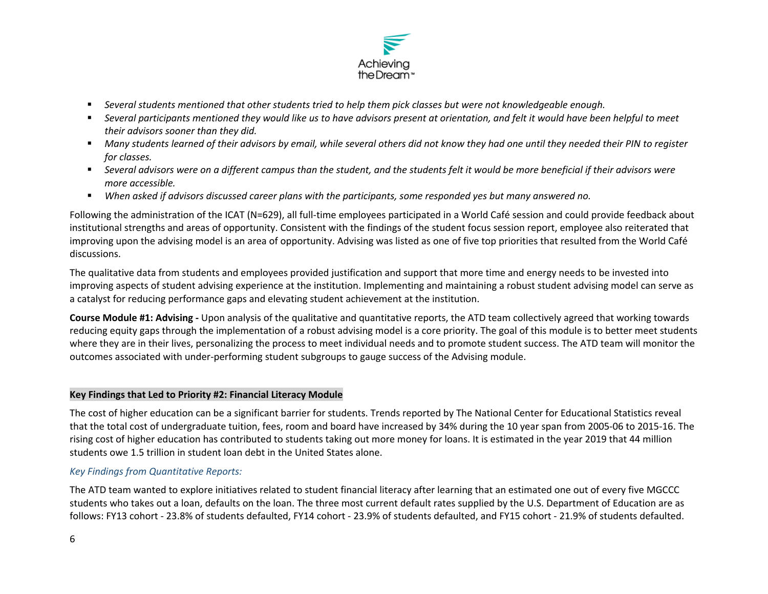- *Several students mentioned that other students tried to help them pick classes but were not knowledgeable enough.*
- *Several participants mentioned they would like us to have advisors present at orientation, and felt it would have been helpful to meet their advisors sooner than they did.*
- *Many students learned of their advisors by email, while several others did not know they had one until they needed their PIN to register for classes.*
- *Several advisors were on a different campus than the student, and the students felt it would be more beneficial if their advisors were more accessible.*
- *When asked if advisors discussed career plans with the participants, some responded yes but many answered no.*

Following the administration of the ICAT (N=629), all full-time employees participated in a World Café session and could provide feedback about institutional strengths and areas of opportunity. Consistent with the findings of the student focus session report, employee also reiterated that improving upon the advising model is an area of opportunity. Advising was listed as one of five top priorities that resulted from the World Café discussions.

The qualitative data from students and employees provided justification and support that more time and energy needs to be invested into improving aspects of student advising experience at the institution. Implementing and maintaining a robust student advising model can serve as a catalyst for reducing performance gaps and elevating student achievement at the institution.

**Course Module #1: Advising -** Upon analysis of the qualitative and quantitative reports, the ATD team collectively agreed that working towards reducing equity gaps through the implementation of a robust advising model is a core priority. The goal of this module is to better meet students where they are in their lives, personalizing the process to meet individual needs and to promote student success. The ATD team will monitor the outcomes associated with under-performing student subgroups to gauge success of the Advising module.

### Key Findings that Led to Priority #2: Financial Literacy Module

The cost of higher education can be a significant barrier for students. Trends reported by The National Center for Educational Statistics reveal that the total cost of undergraduate tuition, fees, room and board have increased by 34% during the 10 year span from 2005-06 to 2015-16. The rising cost of higher education has contributed to students taking out more money for loans. It is estimated in the year 2019 that 44 million students owe 1.5 trillion in student loan debt in the United States alone.

*Key Findings from Quantitative Reports:*

The ATD team wanted to explore initiatives related to student financial literacy after learning that an estimated one out of every five MGCCC students who takes out a loan, defaults on the loan. The three most current default rates supplied by the U.S. Department of Education are as follows: FY13 cohort - 23.8% of students defaulted, FY14 cohort - 23.9% of students defaulted, and FY15 cohort - 21.9% of students defaulted.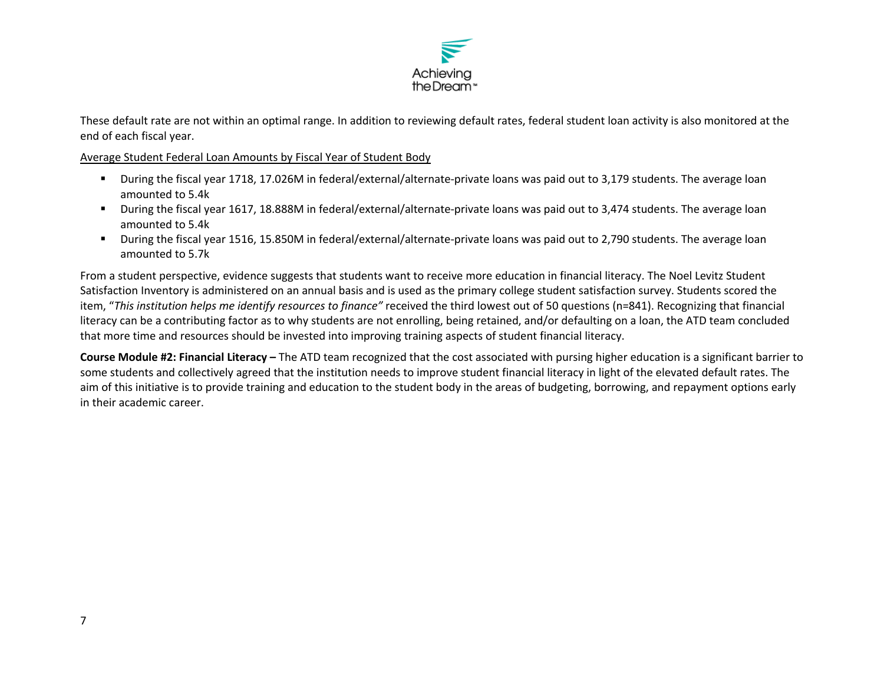These default rate are not within an optimal range. In addition to reviewing default rates, federal student loan activity is also monitored at the end of each fiscal year.

<u>Average Student Federal Loan Amounts by Fiscal Year of Student Body</u>

- During the fiscal year 1718, 17.026M in federal/external/alternate-private loans was paid out to 3,179 students. The average loan amounted to 5.4k
- During the fiscal year 1617, 18.888M in federal/external/alternate-private loans was paid out to 3,474 students. The average loan amounted to 5.4k
- During the fiscal year 1516, 15.850M in federal/external/alternate-private loans was paid out to 2,790 students. The average loan amounted to 5.7k

From a student perspective, evidence suggests that students want to receive more education in financial literacy. The Noel Levitz Student Satisfaction Inventory is administered on an annual basis and is used as the primary college student satisfaction survey. Students scored the item, "*This institution helps me identify resources to finance"* received the third lowest out of 50 questions (n=841). Recognizing that financial literacy can be a contributing factor as to why students are not enrolling, being retained, and/or defaulting on a loan, the ATD team concluded that more time and resources should be invested into improving training aspects of student financial literacy.

**Course Module #2: Financial Literacy –** The ATD team recognized that the cost associated with pursing higher education is a significant barrier to some students and collectively agreed that the institution needs to improve student financial literacy in light of the elevated default rates. The aim of this initiative is to provide training and education to the student body in the areas of budgeting, borrowing, and repayment options early in their academic career.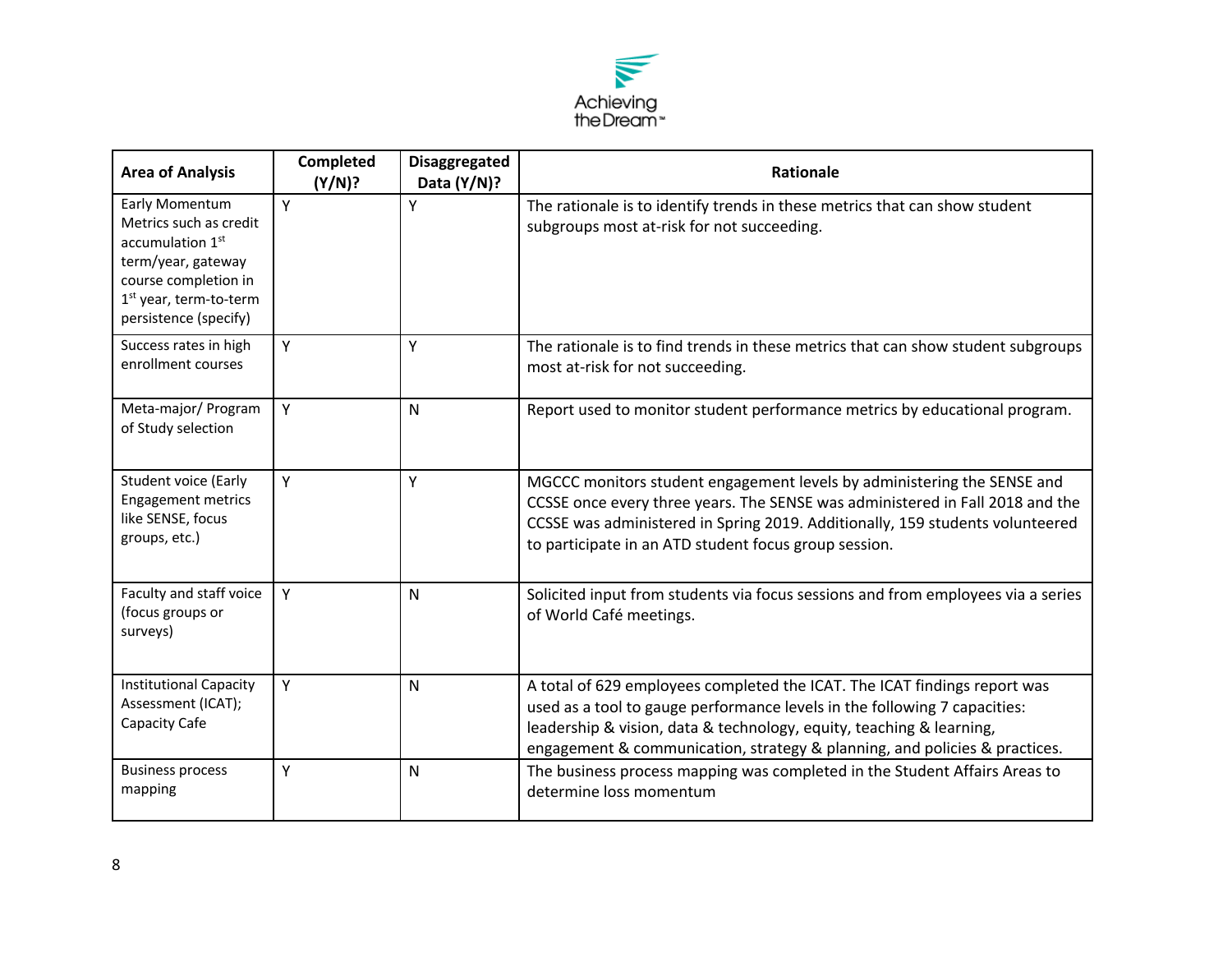| Area of Analysis | Completed (Y/N)? | Disaggregated Data (Y/N)? | Rationale |
|---|---|---|---|
| Early Momentum Metrics such as credit accumulation 1st term/year, gateway course completion in 1st year, term-to-term persistence (specify) | Y | Y | The rationale is to identify trends in these metrics that can show student subgroups most at-risk for not succeeding. |
| Success rates in high enrollment courses | Y | Y | The rationale is to find trends in these metrics that can show student subgroups most at-risk for not succeeding. |
| Meta-major/ Program of Study selection | Y | N | Report used to monitor student performance metrics by educational program. |
| Student voice (Early Engagement metrics like SENSE, focus groups, etc.) | Y | Y | MGCCC monitors student engagement levels by administering the SENSE and CCSSE once every three years. The SENSE was administered in Fall 2018 and the CCSSE was administered in Spring 2019. Additionally, 159 students volunteered to participate in an ATD student focus group session. |
| Faculty and staff voice (focus groups or surveys) | Y | N | Solicited input from students via focus sessions and from employees via a series of World Café meetings. |
| Institutional Capacity Assessment (ICAT); Capacity Cafe | Y | N | A total of 629 employees completed the ICAT. The ICAT findings report was used as a tool to gauge performance levels in the following 7 capacities: leadership & vision, data & technology, equity, teaching & learning, engagement & communication, strategy & planning, and policies & practices. |
| Business process mapping | Y | N | The business process mapping was completed in the Student Affairs Areas to determine loss momentum |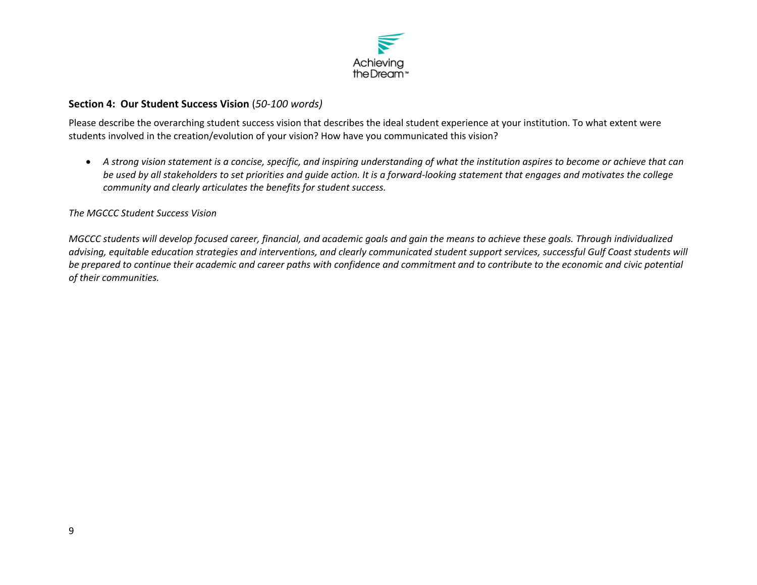**Section 4: Our Student Success Vision** (*50-100 words)*

Please describe the overarching student success vision that describes the ideal student experience at your institution. To what extent were students involved in the creation/evolution of your vision? How have you communicated this vision?

- *A strong vision statement is a concise, specific, and inspiring understanding of what the institution aspires to become or achieve that can be used by all stakeholders to set priorities and guide action. It is a forward-looking statement that engages and motivates the college community and clearly articulates the benefits for student success.*

*The MGCCC Student Success Vision*

*MGCCC students will develop focused career, financial, and academic goals and gain the means to achieve these goals. Through individualized advising, equitable education strategies and interventions, and clearly communicated student support services, successful Gulf Coast students will be prepared to continue their academic and career paths with confidence and commitment and to contribute to the economic and civic potential of their communities.*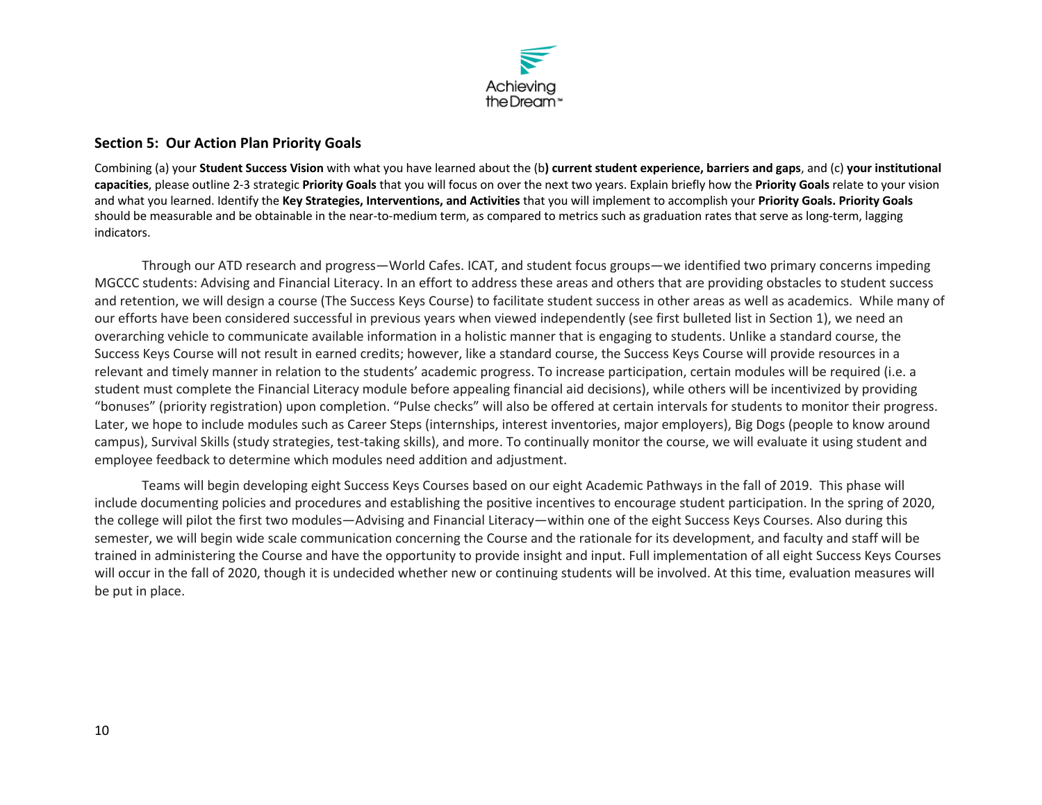## Section 5: Our Action Plan Priority Goals

Combining (a) your **Student Success Vision** with what you have learned about the (b**) current student experience, barriers and gaps**, and (c) **your institutional capacities**, please outline 2-3 strategic **Priority Goals** that you will focus on over the next two years. Explain briefly how the **Priority Goals** relate to your vision and what you learned. Identify the **Key Strategies, Interventions, and Activities** that you will implement to accomplish your **Priority Goals. Priority Goals** should be measurable and be obtainable in the near-to-medium term, as compared to metrics such as graduation rates that serve as long-term, lagging indicators.

Through our ATD research and progress—World Cafes. ICAT, and student focus groups—we identified two primary concerns impeding MGCCC students: Advising and Financial Literacy. In an effort to address these areas and others that are providing obstacles to student success and retention, we will design a course (The Success Keys Course) to facilitate student success in other areas as well as academics. While many of our efforts have been considered successful in previous years when viewed independently (see first bulleted list in Section 1), we need an overarching vehicle to communicate available information in a holistic manner that is engaging to students. Unlike a standard course, the Success Keys Course will not result in earned credits; however, like a standard course, the Success Keys Course will provide resources in a relevant and timely manner in relation to the students' academic progress. To increase participation, certain modules will be required (i.e. a student must complete the Financial Literacy module before appealing financial aid decisions), while others will be incentivized by providing "bonuses" (priority registration) upon completion. "Pulse checks" will also be offered at certain intervals for students to monitor their progress. Later, we hope to include modules such as Career Steps (internships, interest inventories, major employers), Big Dogs (people to know around campus), Survival Skills (study strategies, test-taking skills), and more. To continually monitor the course, we will evaluate it using student and employee feedback to determine which modules need addition and adjustment.

Teams will begin developing eight Success Keys Courses based on our eight Academic Pathways in the fall of 2019. This phase will include documenting policies and procedures and establishing the positive incentives to encourage student participation. In the spring of 2020, the college will pilot the first two modules—Advising and Financial Literacy—within one of the eight Success Keys Courses. Also during this semester, we will begin wide scale communication concerning the Course and the rationale for its development, and faculty and staff will be trained in administering the Course and have the opportunity to provide insight and input. Full implementation of all eight Success Keys Courses will occur in the fall of 2020, though it is undecided whether new or continuing students will be involved. At this time, evaluation measures will be put in place.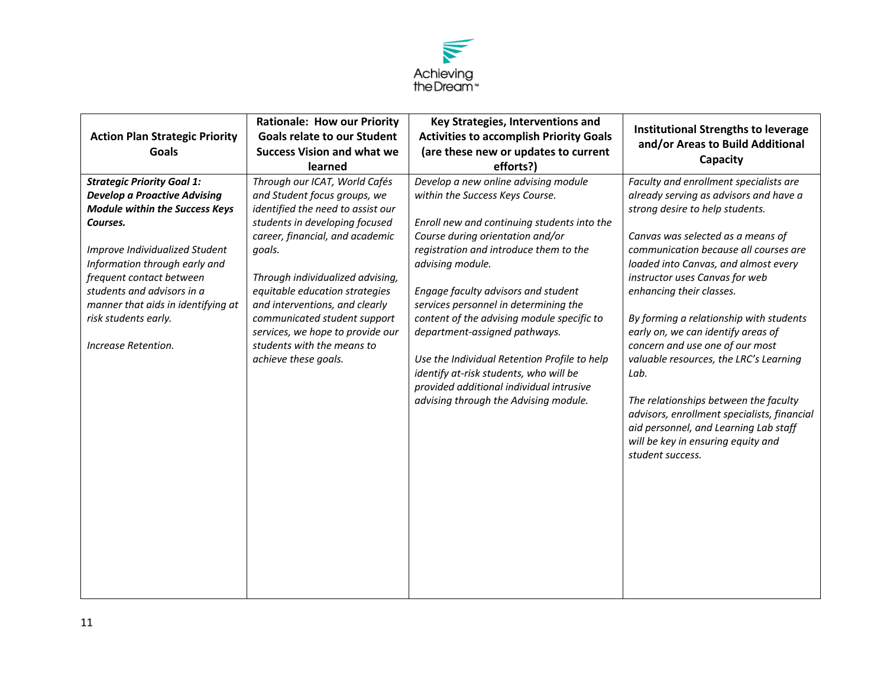| Action Plan Strategic Priority Goals | Rationale: How our Priority Goals relate to our Student Success Vision and what we learned | Key Strategies, Interventions and Activities to accomplish Priority Goals (are these new or updates to current efforts?) | Institutional Strengths to leverage and/or Areas to Build Additional Capacity |
|---|---|---|---|
| ***Strategic Priority Goal 1: Develop a Proactive Advising Module within the Success Keys Courses.***<br><br>*Improve Individualized Student Information through early and frequent contact between students and advisors in a manner that aids in identifying at risk students early.*<br><br>*Increase Retention.* | *Through our ICAT, World Cafés and Student focus groups, we identified the need to assist our students in developing focused career, financial, and academic goals.*<br><br>*Through individualized advising, equitable education strategies and interventions, and clearly communicated student support services, we hope to provide our students with the means to achieve these goals.* | *Develop a new online advising module within the Success Keys Course.*<br><br>*Enroll new and continuing students into the Course during orientation and/or registration and introduce them to the advising module.*<br><br>*Engage faculty advisors and student services personnel in determining the content of the advising module specific to department-assigned pathways.*<br><br>*Use the Individual Retention Profile to help identify at-risk students, who will be provided additional individual intrusive advising through the Advising module.* | *Faculty and enrollment specialists are already serving as advisors and have a strong desire to help students.*<br><br>*Canvas was selected as a means of communication because all courses are loaded into Canvas, and almost every instructor uses Canvas for web enhancing their classes.*<br><br>*By forming a relationship with students early on, we can identify areas of concern and use one of our most valuable resources, the LRC's Learning Lab.*<br><br>*The relationships between the faculty advisors, enrollment specialists, financial aid personnel, and Learning Lab staff will be key in ensuring equity and student success.* |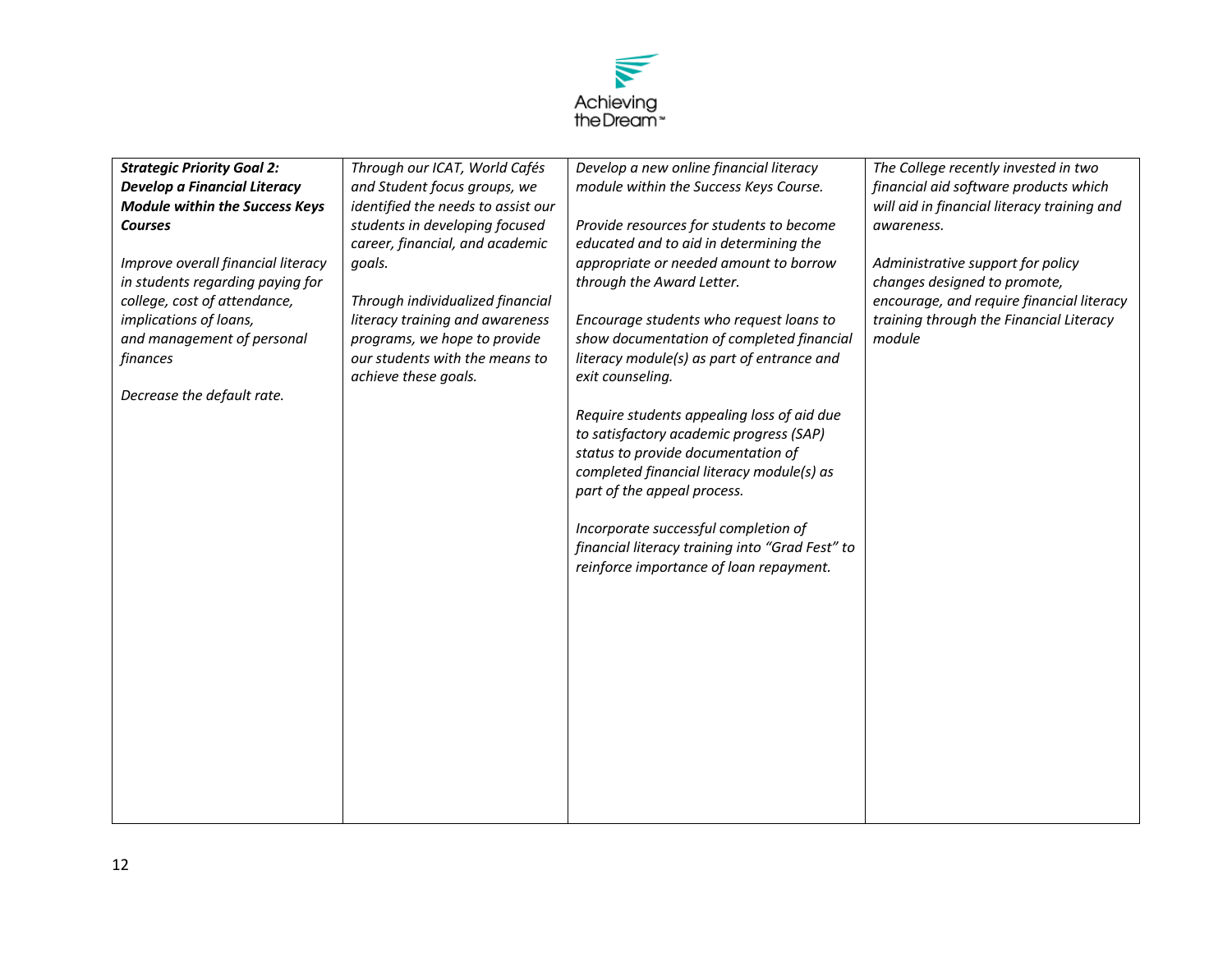| ***Strategic Priority Goal 2: Develop a Financial Literacy Module within the Success Keys Courses***<br><br>*Improve overall financial literacy in students regarding paying for college, cost of attendance, implications of loans, and management of personal finances*<br><br>*Decrease the default rate.* | *Through our ICAT, World Cafés and Student focus groups, we identified the needs to assist our students in developing focused career, financial, and academic goals.*<br><br>*Through individualized financial literacy training and awareness programs, we hope to provide our students with the means to achieve these goals.* | *Develop a new online financial literacy module within the Success Keys Course.*<br><br>*Provide resources for students to become educated and to aid in determining the appropriate or needed amount to borrow through the Award Letter.*<br><br>*Encourage students who request loans to show documentation of completed financial literacy module(s) as part of entrance and exit counseling.*<br><br>*Require students appealing loss of aid due to satisfactory academic progress (SAP) status to provide documentation of completed financial literacy module(s) as part of the appeal process.*<br><br>*Incorporate successful completion of financial literacy training into "Grad Fest" to reinforce importance of loan repayment.* | *The College recently invested in two financial aid software products which will aid in financial literacy training and awareness.*<br><br>*Administrative support for policy changes designed to promote, encourage, and require financial literacy training through the Financial Literacy module* |
|---|---|---|---|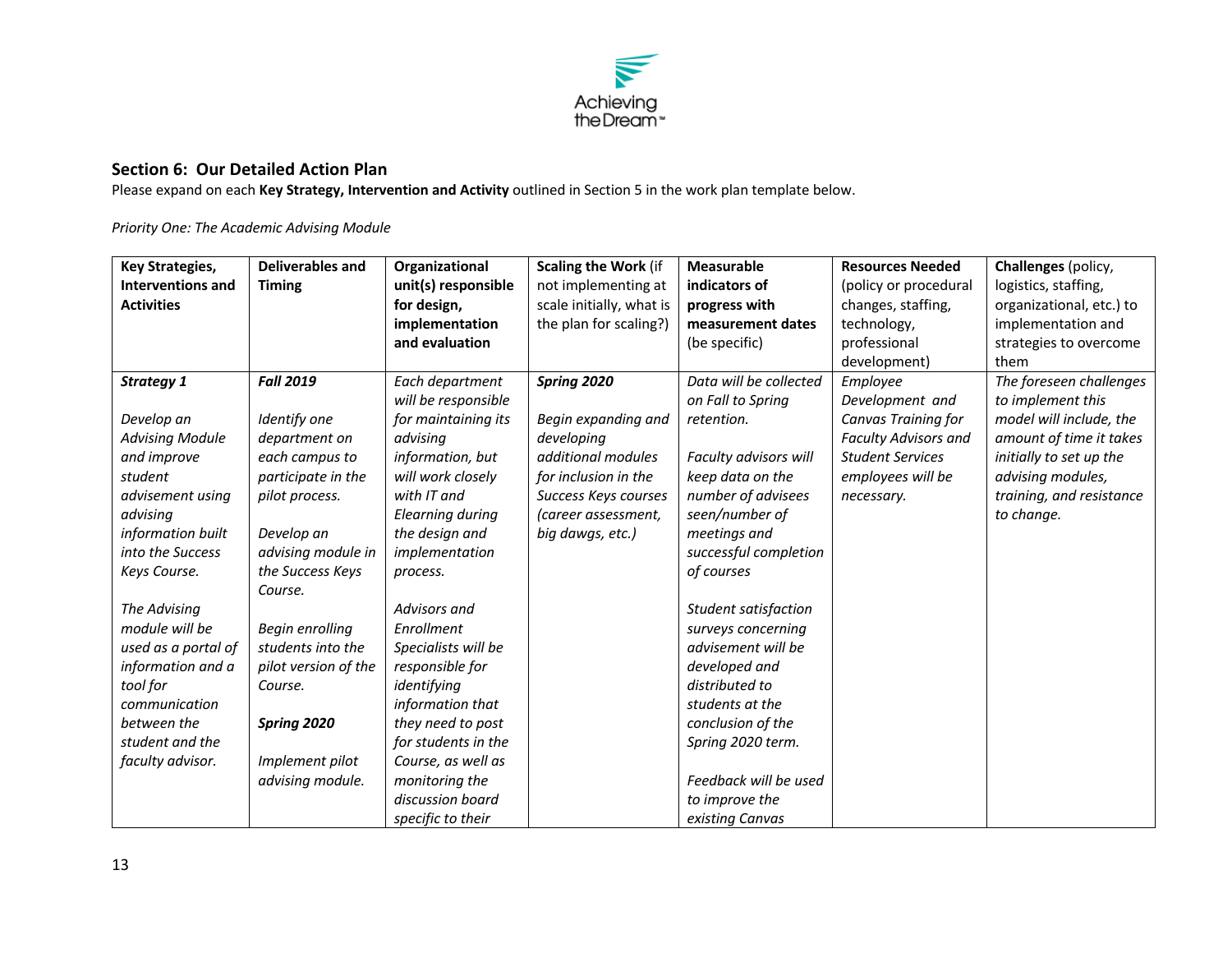## Section 6: Our Detailed Action Plan

Please expand on each **Key Strategy, Intervention and Activity** outlined in Section 5 in the work plan template below.

*Priority One: The Academic Advising Module*

| **Key Strategies, Interventions and Activities** | **Deliverables and Timing** | **Organizational unit(s) responsible for design, implementation and evaluation** | **Scaling the Work** (if not implementing at scale initially, what is the plan for scaling?) | **Measurable indicators of progress with measurement dates** (be specific) | **Resources Needed** (policy or procedural changes, staffing, technology, professional development) | **Challenges** (policy, logistics, staffing, organizational, etc.) to implementation and strategies to overcome them |
|---|---|---|---|---|---|---|
| ***Strategy 1***<br><br>*Develop an Advising Module and improve student advisement using advising information built into the Success Keys Course.*<br><br>*The Advising module will be used as a portal of information and a tool for communication between the student and the faculty advisor.* | ***Fall 2019***<br><br>*Identify one department on each campus to participate in the pilot process.*<br><br>*Develop an advising module in the Success Keys Course.*<br><br>*Begin enrolling students into the pilot version of the Course.*<br><br>***Spring 2020***<br><br>*Implement pilot advising module.* | *Each department will be responsible for maintaining its advising information, but will work closely with IT and Elearning during the design and implementation process.*<br><br>*Advisors and Enrollment Specialists will be responsible for identifying information that they need to post for students in the Course, as well as monitoring the discussion board specific to their* | ***Spring 2020***<br><br>*Begin expanding and developing additional modules for inclusion in the Success Keys courses (career assessment, big dawgs, etc.)* | *Data will be collected on Fall to Spring retention.*<br><br>*Faculty advisors will keep data on the number of advisees seen/number of meetings and successful completion of courses*<br><br>*Student satisfaction surveys concerning advisement will be developed and distributed to students at the conclusion of the Spring 2020 term.*<br><br>*Feedback will be used to improve the existing Canvas* | *Employee Development and Canvas Training for Faculty Advisors and Student Services employees will be necessary.* | *The foreseen challenges to implement this model will include, the amount of time it takes initially to set up the advising modules, training, and resistance to change.* |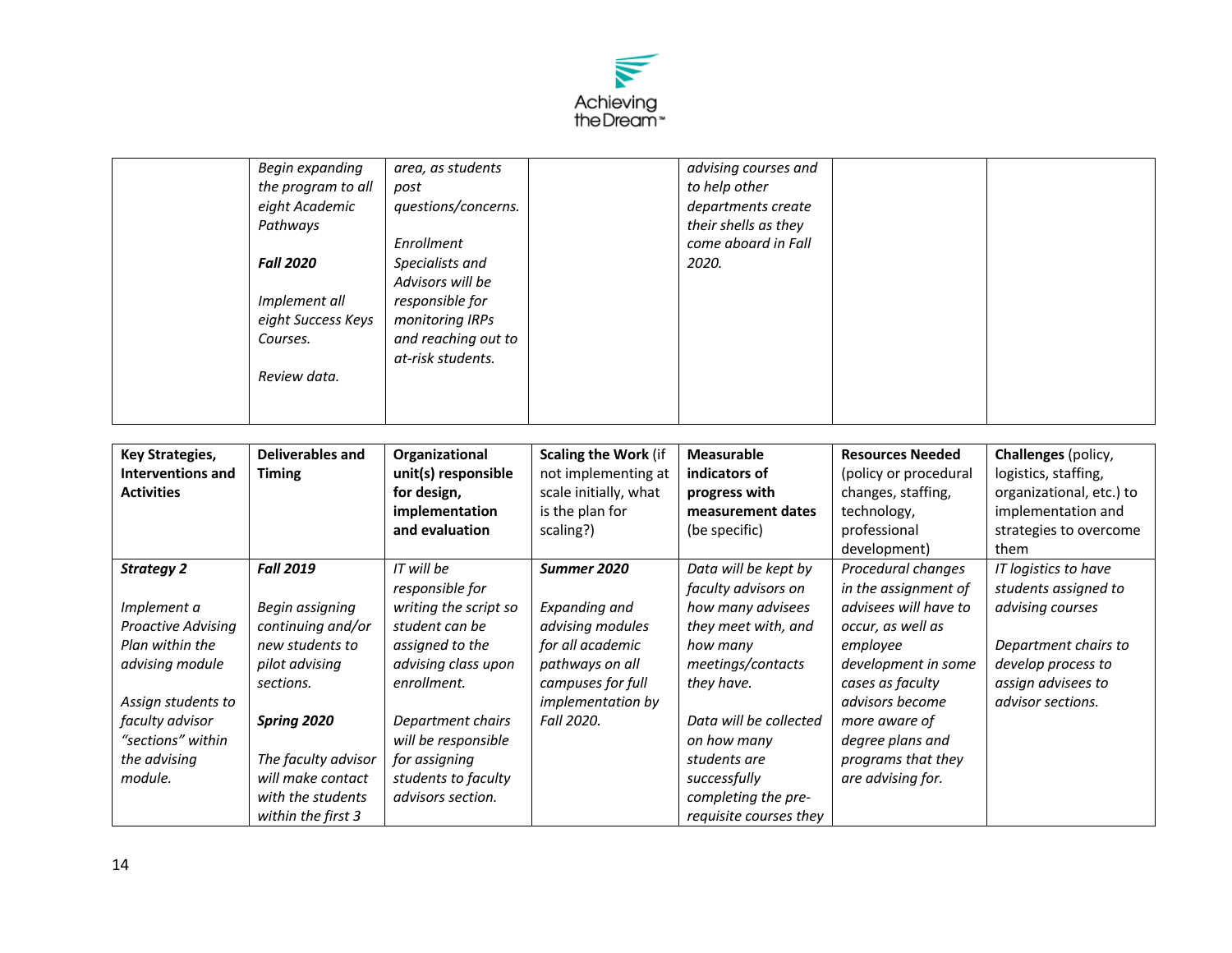| | | | | | | |
|---|---|---|---|---|---|---|
| | *Begin expanding the program to all eight Academic Pathways*<br><br>***Fall 2020***<br><br>*Implement all eight Success Keys Courses.*<br><br>*Review data.* | *area, as students post questions/concerns.*<br><br>*Enrollment Specialists and Advisors will be responsible for monitoring IRPs and reaching out to at-risk students.* | | *advising courses and to help other departments create their shells as they come aboard in Fall 2020.* | | |

| **Key Strategies, Interventions and Activities** | **Deliverables and Timing** | **Organizational unit(s) responsible for design, implementation and evaluation** | **Scaling the Work** (if not implementing at scale initially, what is the plan for scaling?) | **Measurable indicators of progress with measurement dates** (be specific) | **Resources Needed** (policy or procedural changes, staffing, technology, professional development) | **Challenges** (policy, logistics, staffing, organizational, etc.) to implementation and strategies to overcome them |
|---|---|---|---|---|---|---|
| ***Strategy 2***<br><br>*Implement a Proactive Advising Plan within the advising module*<br><br>*Assign students to faculty advisor "sections" within the advising module.* | ***Fall 2019***<br><br>*Begin assigning continuing and/or new students to pilot advising sections.*<br><br>***Spring 2020***<br><br>*The faculty advisor will make contact with the students within the first 3* | *IT will be responsible for writing the script so student can be assigned to the advising class upon enrollment.*<br><br>*Department chairs will be responsible for assigning students to faculty advisors section.* | ***Summer 2020***<br><br>*Expanding and advising modules for all academic pathways on all campuses for full implementation by Fall 2020.* | *Data will be kept by faculty advisors on how many advisees they meet with, and how many meetings/contacts they have.*<br><br>*Data will be collected on how many students are successfully completing the pre-requisite courses they* | *Procedural changes in the assignment of advisees will have to occur, as well as employee development in some cases as faculty advisors become more aware of degree plans and programs that they are advising for.* | *IT logistics to have students assigned to advising courses*<br><br>*Department chairs to develop process to assign advisees to advisor sections.* |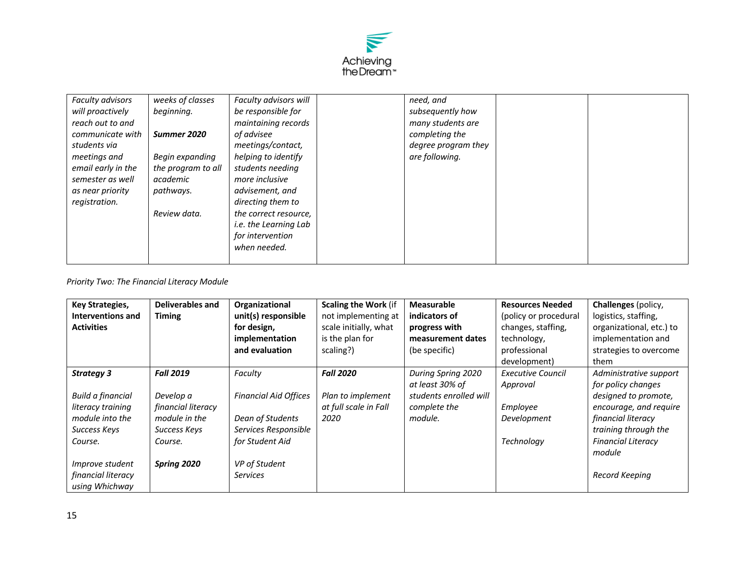| | | | | | | |
|---|---|---|---|---|---|---|
| *Faculty advisors will proactively reach out to and communicate with students via meetings and email early in the semester as well as near priority registration.* | *weeks of classes beginning.*<br><br>***Summer 2020***<br><br>*Begin expanding the program to all academic pathways.*<br><br>*Review data.* | *Faculty advisors will be responsible for maintaining records of advisee meetings/contact, helping to identify students needing more inclusive advisement, and directing them to the correct resource, i.e. the Learning Lab for intervention when needed.* | | *need, and subsequently how many students are completing the degree program they are following.* | | |

*Priority Two: The Financial Literacy Module*

| **Key Strategies, Interventions and Activities** | **Deliverables and Timing** | **Organizational unit(s) responsible for design, implementation and evaluation** | **Scaling the Work** (if not implementing at scale initially, what is the plan for scaling?) | **Measurable indicators of progress with measurement dates** (be specific) | **Resources Needed** (policy or procedural changes, staffing, technology, professional development) | **Challenges** (policy, logistics, staffing, organizational, etc.) to implementation and strategies to overcome them |
|---|---|---|---|---|---|---|
| ***Strategy 3***<br><br>*Build a financial literacy training module into the Success Keys Course.*<br><br>*Improve student financial literacy using Whichway* | ***Fall 2019***<br><br>*Develop a financial literacy module in the Success Keys Course.*<br><br>***Spring 2020*** | *Faculty*<br><br>*Financial Aid Offices*<br><br>*Dean of Students Services Responsible for Student Aid*<br><br>*VP of Student Services* | ***Fall 2020***<br><br>*Plan to implement at full scale in Fall 2020* | *During Spring 2020 at least 30% of students enrolled will complete the module.* | *Executive Council Approval*<br><br>*Employee Development*<br><br>*Technology* | *Administrative support for policy changes designed to promote, encourage, and require financial literacy training through the Financial Literacy module*<br><br>*Record Keeping* |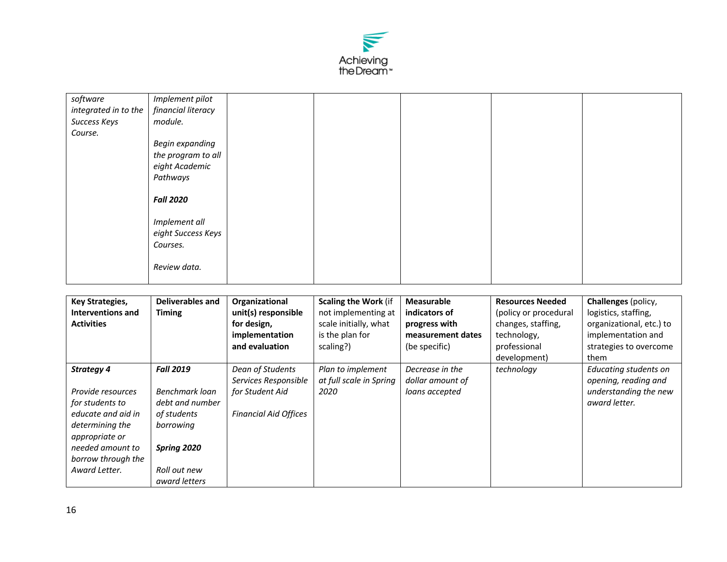| | | | | | | |
|---|---|---|---|---|---|---|
| *software integrated in to the Success Keys Course.* | *Implement pilot financial literacy module.*<br><br>*Begin expanding the program to all eight Academic Pathways*<br><br>***Fall 2020***<br><br>*Implement all eight Success Keys Courses.*<br><br>*Review data.* | | | | | |

| **Key Strategies, Interventions and Activities** | **Deliverables and Timing** | **Organizational unit(s) responsible for design, implementation and evaluation** | **Scaling the Work** (if not implementing at scale initially, what is the plan for scaling?) | **Measurable indicators of progress with measurement dates** (be specific) | **Resources Needed** (policy or procedural changes, staffing, technology, professional development) | **Challenges** (policy, logistics, staffing, organizational, etc.) to implementation and strategies to overcome them |
|---|---|---|---|---|---|---|
| ***Strategy 4***<br><br>*Provide resources for students to educate and aid in determining the appropriate or needed amount to borrow through the Award Letter.* | ***Fall 2019***<br><br>*Benchmark loan debt and number of students borrowing*<br><br>***Spring 2020***<br><br>*Roll out new award letters* | *Dean of Students Services Responsible for Student Aid*<br><br>*Financial Aid Offices* | *Plan to implement at full scale in Spring 2020* | *Decrease in the dollar amount of loans accepted* | *technology* | *Educating students on opening, reading and understanding the new award letter.* |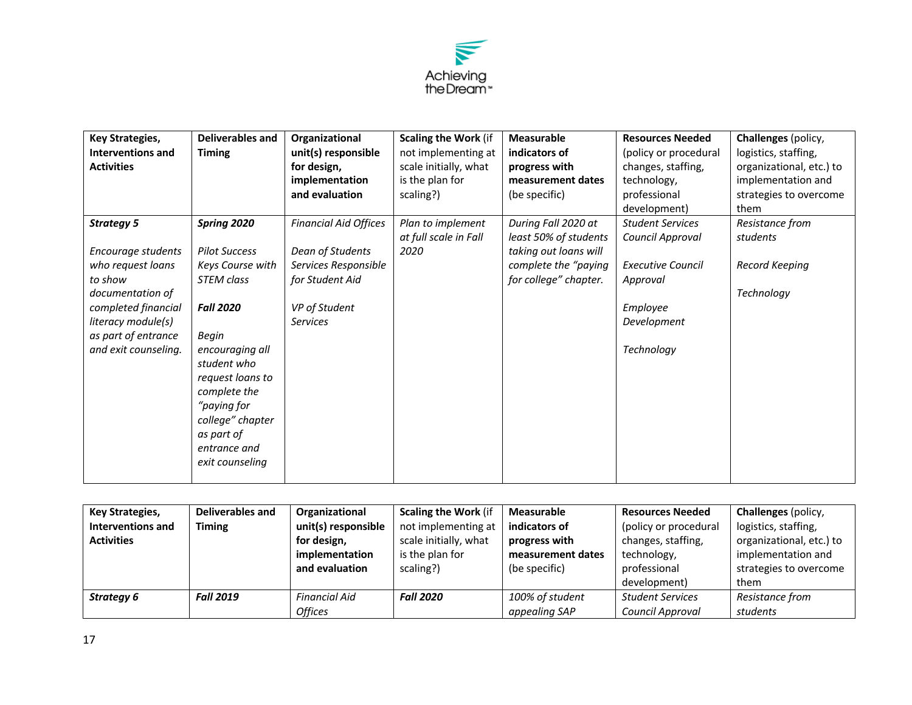| **Key Strategies, Interventions and Activities** | **Deliverables and Timing** | **Organizational unit(s) responsible for design, implementation and evaluation** | **Scaling the Work** (if not implementing at scale initially, what is the plan for scaling?) | **Measurable indicators of progress with measurement dates** (be specific) | **Resources Needed** (policy or procedural changes, staffing, technology, professional development) | **Challenges** (policy, logistics, staffing, organizational, etc.) to implementation and strategies to overcome them |
|---|---|---|---|---|---|---|
| ***Strategy 5***<br><br>*Encourage students who request loans to show documentation of completed financial literacy module(s) as part of entrance and exit counseling.* | ***Spring 2020***<br><br>*Pilot Success Keys Course with STEM class*<br><br>***Fall 2020***<br><br>*Begin encouraging all student who request loans to complete the "paying for college" chapter as part of entrance and exit counseling* | *Financial Aid Offices*<br><br>*Dean of Students Services Responsible for Student Aid*<br><br>*VP of Student Services* | *Plan to implement at full scale in Fall 2020* | *During Fall 2020 at least 50% of students taking out loans will complete the "paying for college" chapter.* | *Student Services Council Approval*<br><br>*Executive Council Approval*<br><br>*Employee Development*<br><br>*Technology* | *Resistance from students*<br><br>*Record Keeping*<br><br>*Technology* |

| **Key Strategies, Interventions and Activities** | **Deliverables and Timing** | **Organizational unit(s) responsible for design, implementation and evaluation** | **Scaling the Work** (if not implementing at scale initially, what is the plan for scaling?) | **Measurable indicators of progress with measurement dates** (be specific) | **Resources Needed** (policy or procedural changes, staffing, technology, professional development) | **Challenges** (policy, logistics, staffing, organizational, etc.) to implementation and strategies to overcome them |
|---|---|---|---|---|---|---|
| ***Strategy 6*** | ***Fall 2019*** | *Financial Aid Offices* | ***Fall 2020*** | *100% of student appealing SAP* | *Student Services Council Approval* | *Resistance from students* |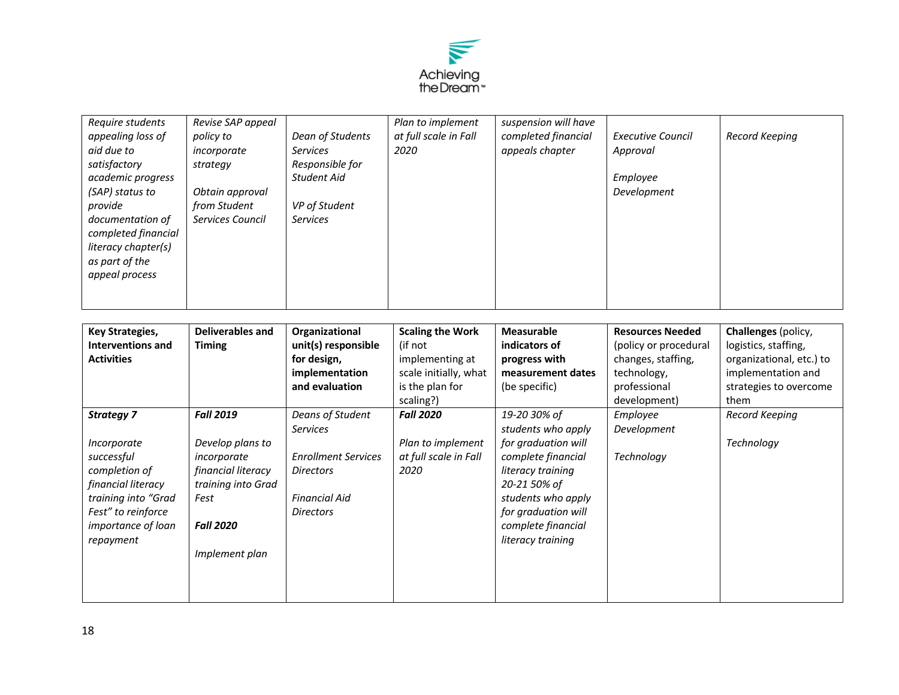| *Require students appealing loss of aid due to satisfactory academic progress (SAP) status to provide documentation of completed financial literacy chapter(s) as part of the appeal process* | *Revise SAP appeal policy to incorporate strategy*<br><br>*Obtain approval from Student Services Council* | *Dean of Students Services Responsible for Student Aid*<br><br>*VP of Student Services* | *Plan to implement at full scale in Fall 2020* | *suspension will have completed financial appeals chapter* | *Executive Council Approval*<br><br>*Employee Development* | *Record Keeping* |
|---|---|---|---|---|---|---|

| **Key Strategies, Interventions and Activities** | **Deliverables and Timing** | **Organizational unit(s) responsible for design, implementation and evaluation** | **Scaling the Work** (if not implementing at scale initially, what is the plan for scaling?) | **Measurable indicators of progress with measurement dates** (be specific) | **Resources Needed** (policy or procedural changes, staffing, technology, professional development) | **Challenges** (policy, logistics, staffing, organizational, etc.) to implementation and strategies to overcome them |
|---|---|---|---|---|---|---|
| ***Strategy 7***<br><br>*Incorporate successful completion of financial literacy training into "Grad Fest" to reinforce importance of loan repayment* | ***Fall 2019***<br><br>*Develop plans to incorporate financial literacy training into Grad Fest*<br><br>***Fall 2020***<br><br>*Implement plan* | *Deans of Student Services*<br><br>*Enrollment Services Directors*<br><br>*Financial Aid Directors* | ***Fall 2020***<br><br>*Plan to implement at full scale in Fall 2020* | *19-20 30% of students who apply for graduation will complete financial literacy training*<br>*20-21 50% of students who apply for graduation will complete financial literacy training* | *Employee Development*<br><br>*Technology* | *Record Keeping*<br><br>*Technology* |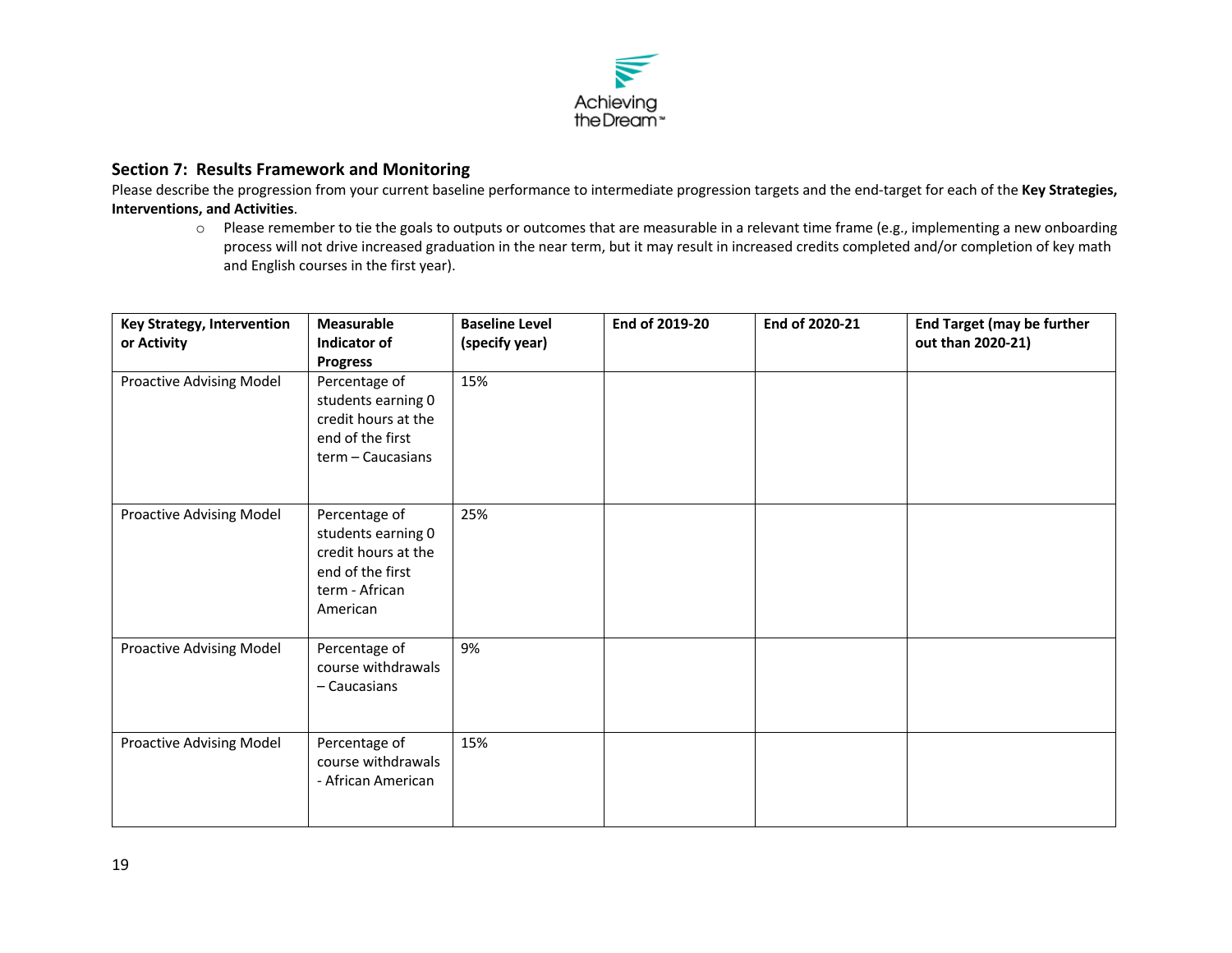## Section 7: Results Framework and Monitoring

Please describe the progression from your current baseline performance to intermediate progression targets and the end-target for each of the **Key Strategies, Interventions, and Activities**.

- Please remember to tie the goals to outputs or outcomes that are measurable in a relevant time frame (e.g., implementing a new onboarding process will not drive increased graduation in the near term, but it may result in increased credits completed and/or completion of key math and English courses in the first year).

| Key Strategy, Intervention or Activity | Measurable Indicator of Progress | Baseline Level (specify year) | End of 2019-20 | End of 2020-21 | End Target (may be further out than 2020-21) |
|---|---|---|---|---|---|
| Proactive Advising Model | Percentage of students earning 0 credit hours at the end of the first term – Caucasians | 15% | | | |
| Proactive Advising Model | Percentage of students earning 0 credit hours at the end of the first term - African American | 25% | | | |
| Proactive Advising Model | Percentage of course withdrawals – Caucasians | 9% | | | |
| Proactive Advising Model | Percentage of course withdrawals - African American | 15% | | | |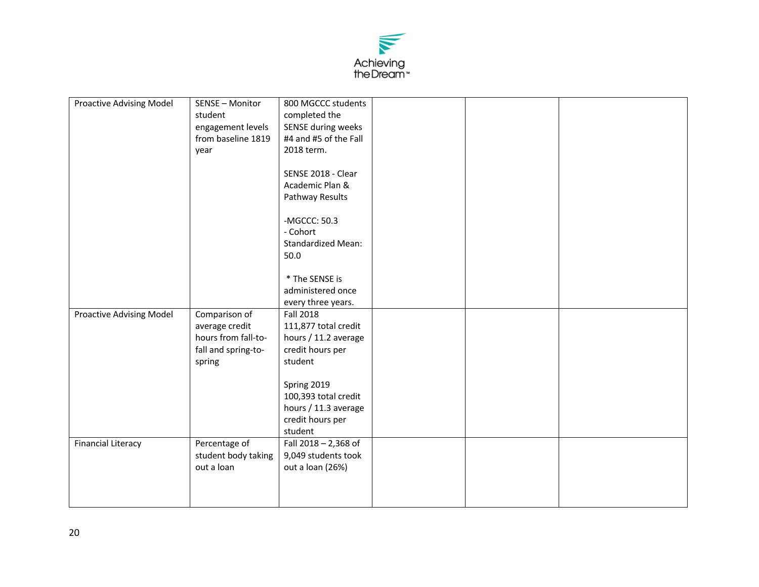| Proactive Advising Model | SENSE – Monitor student engagement levels from baseline 1819 year | 800 MGCCC students completed the SENSE during weeks #4 and #5 of the Fall 2018 term.<br><br>SENSE 2018 - Clear Academic Plan & Pathway Results<br><br>-MGCCC: 50.3<br>- Cohort Standardized Mean: 50.0<br><br>* The SENSE is administered once every three years. | | | |
|---|---|---|---|---|---|
| Proactive Advising Model | Comparison of average credit hours from fall-to-fall and spring-to-spring | Fall 2018<br>111,877 total credit hours / 11.2 average credit hours per student<br><br>Spring 2019<br>100,393 total credit hours / 11.3 average credit hours per student | | | |
| Financial Literacy | Percentage of student body taking out a loan | Fall 2018 – 2,368 of 9,049 students took out a loan (26%) | | | |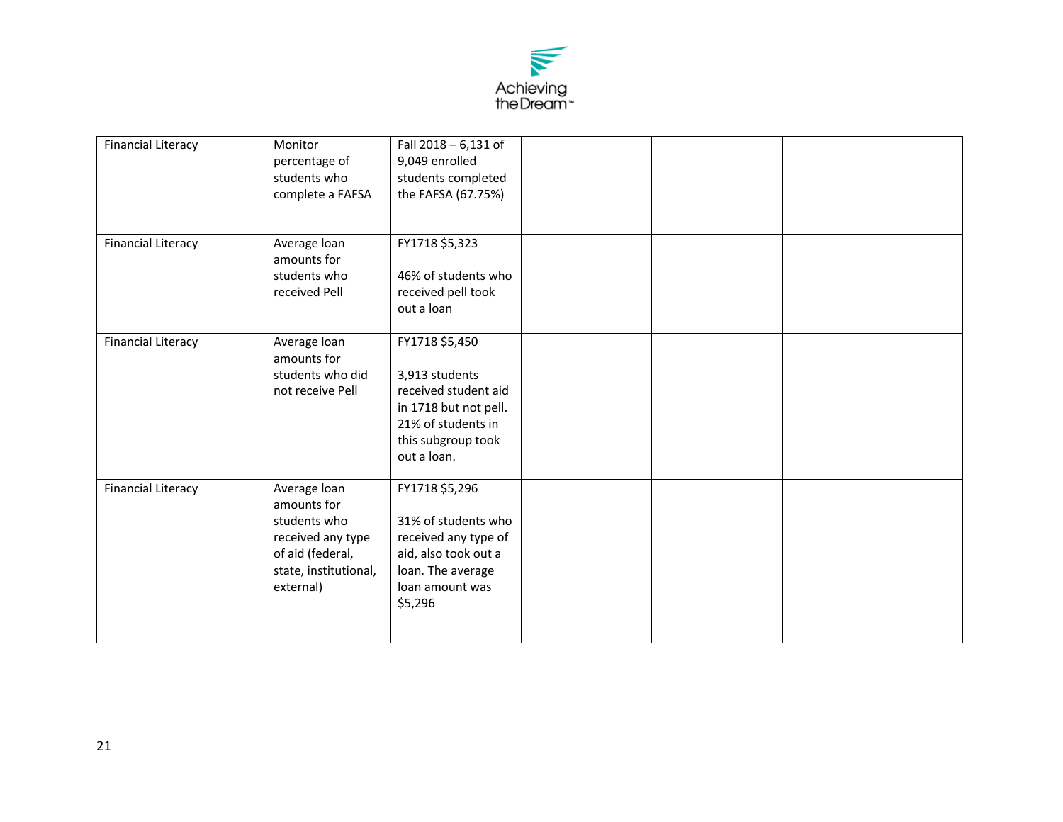| | | | | | |
|---|---|---|---|---|---|
| Financial Literacy | Monitor percentage of students who complete a FAFSA | Fall 2018 – 6,131 of 9,049 enrolled students completed the FAFSA (67.75%) | | | |
| Financial Literacy | Average loan amounts for students who received Pell | FY1718 $5,323<br><br>46% of students who received pell took out a loan | | | |
| Financial Literacy | Average loan amounts for students who did not receive Pell | FY1718 $5,450<br><br>3,913 students received student aid in 1718 but not pell. 21% of students in this subgroup took out a loan. | | | |
| Financial Literacy | Average loan amounts for students who received any type of aid (federal, state, institutional, external) | FY1718 $5,296<br><br>31% of students who received any type of aid, also took out a loan. The average loan amount was $5,296 | | | |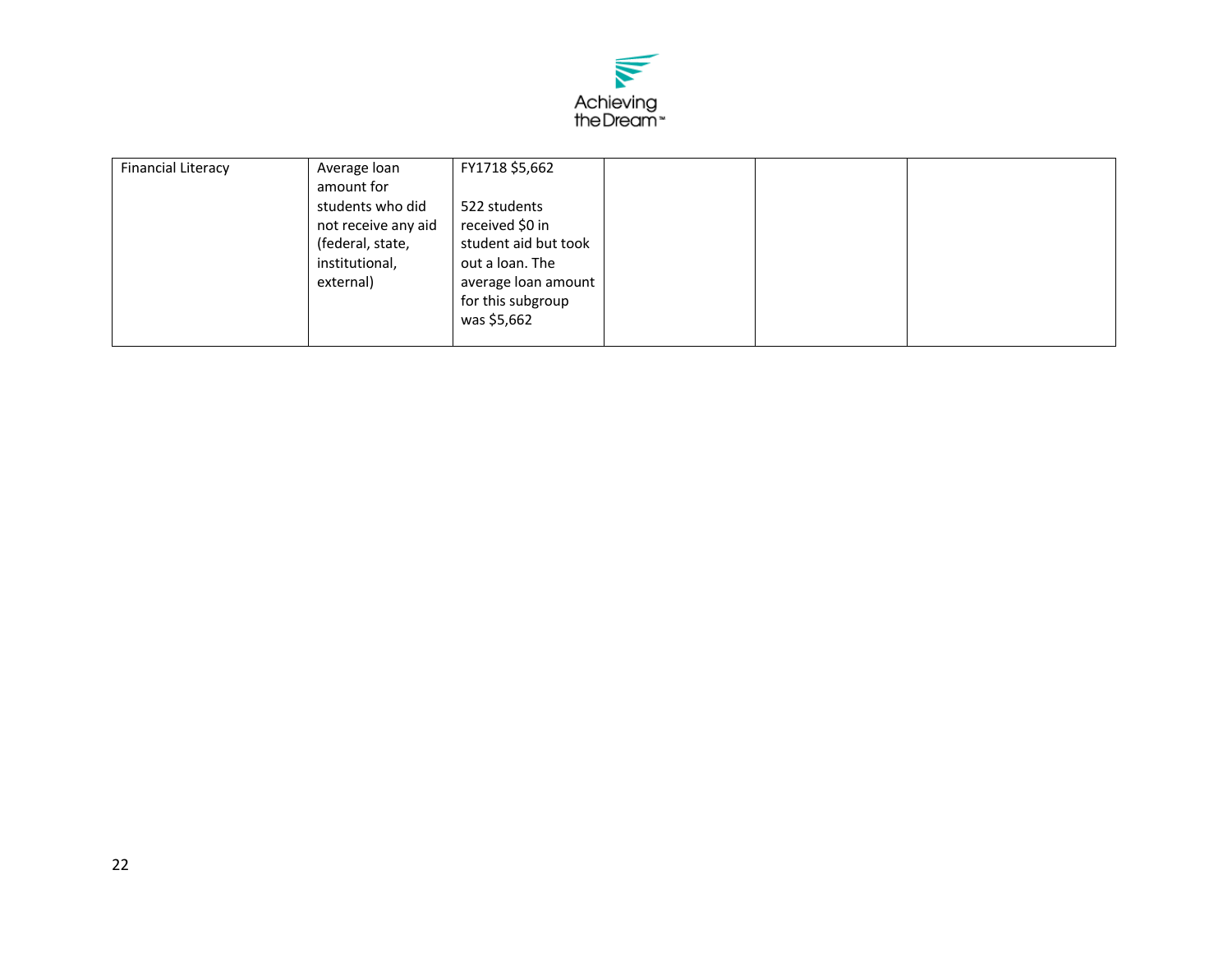| Financial Literacy | Average loan amount for students who did not receive any aid (federal, state, institutional, external) | FY1718 $5,662<br><br>522 students received $0 in student aid but took out a loan. The average loan amount for this subgroup was $5,662 | | | |
|---|---|---|---|---|---|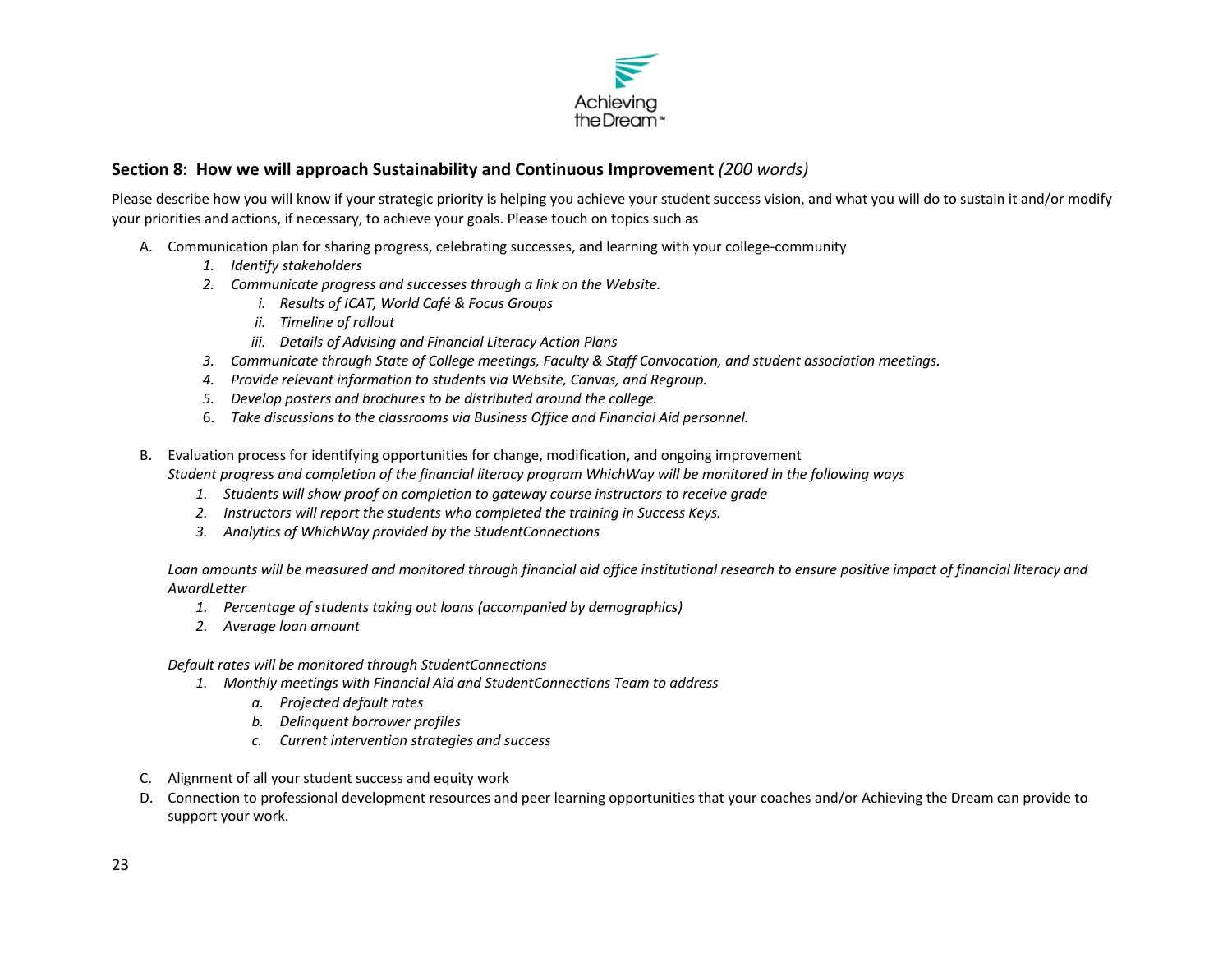Achieving the Dream™

## Section 8: How we will approach Sustainability and Continuous Improvement *(200 words)*

Please describe how you will know if your strategic priority is helping you achieve your student success vision, and what you will do to sustain it and/or modify your priorities and actions, if necessary, to achieve your goals. Please touch on topics such as

A. Communication plan for sharing progress, celebrating successes, and learning with your college-community
   1. *Identify stakeholders*
   2. *Communicate progress and successes through a link on the Website.*
      i. *Results of ICAT, World Café & Focus Groups*
      ii. *Timeline of rollout*
      iii. *Details of Advising and Financial Literacy Action Plans*
   3. *Communicate through State of College meetings, Faculty & Staff Convocation, and student association meetings.*
   4. *Provide relevant information to students via Website, Canvas, and Regroup.*
   5. *Develop posters and brochures to be distributed around the college.*
   6. *Take discussions to the classrooms via Business Office and Financial Aid personnel.*

B. Evaluation process for identifying opportunities for change, modification, and ongoing improvement
   *Student progress and completion of the financial literacy program WhichWay will be monitored in the following ways*
   1. *Students will show proof on completion to gateway course instructors to receive grade*
   2. *Instructors will report the students who completed the training in Success Keys.*
   3. *Analytics of WhichWay provided by the StudentConnections*

   *Loan amounts will be measured and monitored through financial aid office institutional research to ensure positive impact of financial literacy and AwardLetter*
   1. *Percentage of students taking out loans (accompanied by demographics)*
   2. *Average loan amount*

   *Default rates will be monitored through StudentConnections*
   1. *Monthly meetings with Financial Aid and StudentConnections Team to address*
      a. *Projected default rates*
      b. *Delinquent borrower profiles*
      c. *Current intervention strategies and success*

C. Alignment of all your student success and equity work

D. Connection to professional development resources and peer learning opportunities that your coaches and/or Achieving the Dream can provide to support your work.